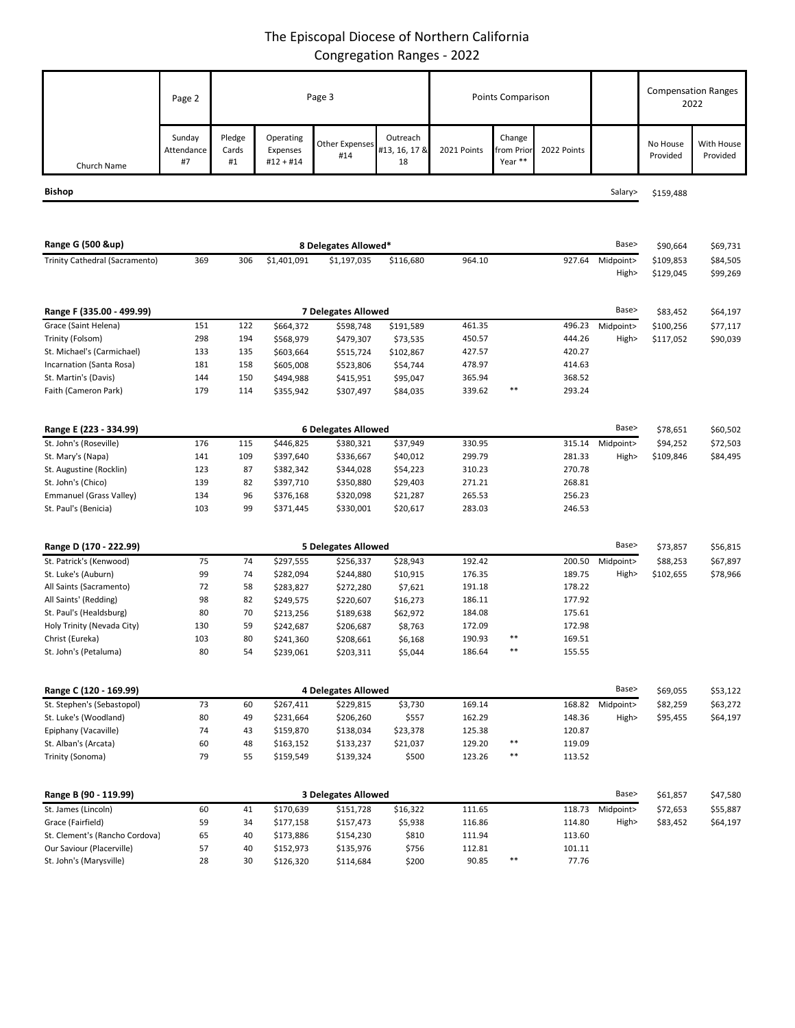# The Episcopal Diocese of Northern California
## Congregation Ranges - 2022

| | Page 2 | Page 3 | | | | Points Comparison | | | | Compensation Ranges 2022 | |
|---|---|---|---|---|---|---|---|---|---|---|---|
| Church Name | Sunday Attendance #7 | Pledge Cards #1 | Operating Expenses #12 + #14 | Other Expenses #14 | Outreach #13, 16, 17 & 18 | 2021 Points | Change from Prior Year ** | 2022 Points | | No House Provided | With House Provided |
| **Bishop** | | | | | | | | | Salary> | $159,488 | |
| **Range G (500 &up)** | | | | **8 Delegates Allowed*** | | | | | Base> | $90,664 | $69,731 |
| Trinity Cathedral (Sacramento) | 369 | 306 | $1,401,091 | $1,197,035 | $116,680 | 964.10 | | 927.64 | Midpoint> | $109,853 | $84,505 |
| | | | | | | | | | High> | $129,045 | $99,269 |
| **Range F (335.00 - 499.99)** | | | | **7 Delegates Allowed** | | | | | Base> | $83,452 | $64,197 |
| Grace (Saint Helena) | 151 | 122 | $664,372 | $598,748 | $191,589 | 461.35 | | 496.23 | Midpoint> | $100,256 | $77,117 |
| Trinity (Folsom) | 298 | 194 | $568,979 | $479,307 | $73,535 | 450.57 | | 444.26 | High> | $117,052 | $90,039 |
| St. Michael's (Carmichael) | 133 | 135 | $603,664 | $515,724 | $102,867 | 427.57 | | 420.27 | | | |
| Incarnation (Santa Rosa) | 181 | 158 | $605,008 | $523,806 | $54,744 | 478.97 | | 414.63 | | | |
| St. Martin's (Davis) | 144 | 150 | $494,988 | $415,951 | $95,047 | 365.94 | | 368.52 | | | |
| Faith (Cameron Park) | 179 | 114 | $355,942 | $307,497 | $84,035 | 339.62 | ** | 293.24 | | | |
| **Range E (223 - 334.99)** | | | | **6 Delegates Allowed** | | | | | Base> | $78,651 | $60,502 |
| St. John's (Roseville) | 176 | 115 | $446,825 | $380,321 | $37,949 | 330.95 | | 315.14 | Midpoint> | $94,252 | $72,503 |
| St. Mary's (Napa) | 141 | 109 | $397,640 | $336,667 | $40,012 | 299.79 | | 281.33 | High> | $109,846 | $84,495 |
| St. Augustine (Rocklin) | 123 | 87 | $382,342 | $344,028 | $54,223 | 310.23 | | 270.78 | | | |
| St. John's (Chico) | 139 | 82 | $397,710 | $350,880 | $29,403 | 271.21 | | 268.81 | | | |
| Emmanuel (Grass Valley) | 134 | 96 | $376,168 | $320,098 | $21,287 | 265.53 | | 256.23 | | | |
| St. Paul's (Benicia) | 103 | 99 | $371,445 | $330,001 | $20,617 | 283.03 | | 246.53 | | | |
| **Range D (170 - 222.99)** | | | | **5 Delegates Allowed** | | | | | Base> | $73,857 | $56,815 |
| St. Patrick's (Kenwood) | 75 | 74 | $297,555 | $256,337 | $28,943 | 192.42 | | 200.50 | Midpoint> | $88,253 | $67,897 |
| St. Luke's (Auburn) | 99 | 74 | $282,094 | $244,880 | $10,915 | 176.35 | | 189.75 | High> | $102,655 | $78,966 |
| All Saints (Sacramento) | 72 | 58 | $283,827 | $272,280 | $7,621 | 191.18 | | 178.22 | | | |
| All Saints' (Redding) | 98 | 82 | $249,575 | $220,607 | $16,273 | 186.11 | | 177.92 | | | |
| St. Paul's (Healdsburg) | 80 | 70 | $213,256 | $189,638 | $62,972 | 184.08 | | 175.61 | | | |
| Holy Trinity (Nevada City) | 130 | 59 | $242,687 | $206,687 | $8,763 | 172.09 | | 172.98 | | | |
| Christ (Eureka) | 103 | 80 | $241,360 | $208,661 | $6,168 | 190.93 | ** | 169.51 | | | |
| St. John's (Petaluma) | 80 | 54 | $239,061 | $203,311 | $5,044 | 186.64 | ** | 155.55 | | | |
| **Range C (120 - 169.99)** | | | | **4 Delegates Allowed** | | | | | Base> | $69,055 | $53,122 |
| St. Stephen's (Sebastopol) | 73 | 60 | $267,411 | $229,815 | $3,730 | 169.14 | | 168.82 | Midpoint> | $82,259 | $63,272 |
| St. Luke's (Woodland) | 80 | 49 | $231,664 | $206,260 | $557 | 162.29 | | 148.36 | High> | $95,455 | $64,197 |
| Epiphany (Vacaville) | 74 | 43 | $159,870 | $138,034 | $23,378 | 125.38 | | 120.87 | | | |
| St. Alban's (Arcata) | 60 | 48 | $163,152 | $133,237 | $21,037 | 129.20 | ** | 119.09 | | | |
| Trinity (Sonoma) | 79 | 55 | $159,549 | $139,324 | $500 | 123.26 | ** | 113.52 | | | |
| **Range B (90 - 119.99)** | | | | **3 Delegates Allowed** | | | | | Base> | $61,857 | $47,580 |
| St. James (Lincoln) | 60 | 41 | $170,639 | $151,728 | $16,322 | 111.65 | | 118.73 | Midpoint> | $72,653 | $55,887 |
| Grace (Fairfield) | 59 | 34 | $177,158 | $157,473 | $5,938 | 116.86 | | 114.80 | High> | $83,452 | $64,197 |
| St. Clement's (Rancho Cordova) | 65 | 40 | $173,886 | $154,230 | $810 | 111.94 | | 113.60 | | | |
| Our Saviour (Placerville) | 57 | 40 | $152,973 | $135,976 | $756 | 112.81 | | 101.11 | | | |
| St. John's (Marysville) | 28 | 30 | $126,320 | $114,684 | $200 | 90.85 | ** | 77.76 | | | |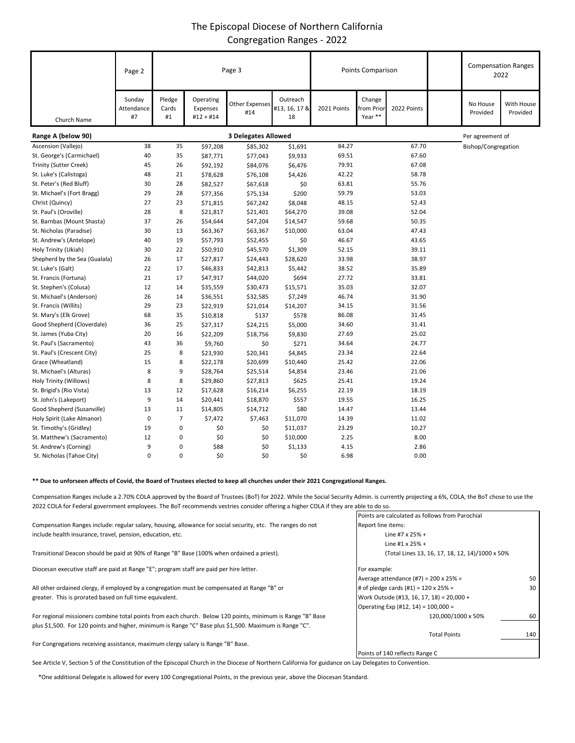# The Episcopal Diocese of Northern California
## Congregation Ranges - 2022

| | Page 2 | Page 3 | | | | Points Comparison | | | | Compensation Ranges 2022 | |
|---|---|---|---|---|---|---|---|---|---|---|---|
| Church Name | Sunday Attendance #7 | Pledge Cards #1 | Operating Expenses #12 + #14 | Other Expenses #14 | Outreach #13, 16, 17 & 18 | 2021 Points | Change from Prior Year ** | 2022 Points | | No House Provided | With House Provided |
| **Range A (below 90)** | | | | **3 Delegates Allowed** | | | | | | Per agreement of Bishop/Congregation | |
| Ascension (Vallejo) | 38 | 35 | $97,208 | $85,302 | $1,691 | 84.27 | | 67.70 | | | |
| St. George's (Carmichael) | 40 | 35 | $87,771 | $77,043 | $9,933 | 69.51 | | 67.60 | | | |
| Trinity (Sutter Creek) | 45 | 26 | $92,192 | $84,076 | $6,476 | 79.91 | | 67.08 | | | |
| St. Luke's (Calistoga) | 48 | 21 | $78,628 | $76,108 | $4,426 | 42.22 | | 58.78 | | | |
| St. Peter's (Red Bluff) | 30 | 28 | $82,527 | $67,618 | $0 | 63.81 | | 55.76 | | | |
| St. Michael's (Fort Bragg) | 29 | 28 | $77,356 | $75,134 | $200 | 59.79 | | 53.03 | | | |
| Christ (Quincy) | 27 | 23 | $71,815 | $67,242 | $8,048 | 48.15 | | 52.43 | | | |
| St. Paul's (Oroville) | 28 | 8 | $21,817 | $21,401 | $64,270 | 39.08 | | 52.04 | | | |
| St. Barnbas (Mount Shasta) | 37 | 26 | $54,644 | $47,204 | $14,547 | 59.68 | | 50.35 | | | |
| St. Nicholas (Paradise) | 30 | 13 | $63,367 | $63,367 | $10,000 | 63.04 | | 47.43 | | | |
| St. Andrew's (Antelope) | 40 | 19 | $57,793 | $52,455 | $0 | 46.67 | | 43.65 | | | |
| Holy Trinity (Ukiah) | 30 | 22 | $50,910 | $45,570 | $1,309 | 52.15 | | 39.11 | | | |
| Shepherd by the Sea (Gualala) | 26 | 17 | $27,817 | $24,443 | $28,620 | 33.98 | | 38.97 | | | |
| St. Luke's (Galt) | 22 | 17 | $46,833 | $42,813 | $5,442 | 38.52 | | 35.89 | | | |
| St. Francis (Fortuna) | 21 | 17 | $47,917 | $44,020 | $694 | 27.72 | | 33.81 | | | |
| St. Stephen's (Colusa) | 12 | 14 | $35,559 | $30,473 | $15,571 | 35.03 | | 32.07 | | | |
| St. Michael's (Anderson) | 26 | 14 | $36,551 | $32,585 | $7,249 | 46.74 | | 31.90 | | | |
| St. Francis (Willits) | 29 | 23 | $22,919 | $21,014 | $14,207 | 34.15 | | 31.56 | | | |
| St. Mary's (Elk Grove) | 68 | 35 | $10,818 | $137 | $578 | 86.08 | | 31.45 | | | |
| Good Shepherd (Cloverdale) | 36 | 25 | $27,317 | $24,215 | $5,000 | 34.60 | | 31.41 | | | |
| St. James (Yuba City) | 20 | 16 | $22,209 | $18,756 | $9,830 | 27.69 | | 25.02 | | | |
| St. Paul's (Sacramento) | 43 | 36 | $9,760 | $0 | $271 | 34.64 | | 24.77 | | | |
| St. Paul's (Crescent City) | 25 | 8 | $23,930 | $20,341 | $4,845 | 23.34 | | 22.64 | | | |
| Grace (Wheatland) | 15 | 8 | $22,178 | $20,699 | $10,440 | 25.42 | | 22.06 | | | |
| St. Michael's (Alturas) | 8 | 9 | $28,764 | $25,514 | $4,854 | 23.46 | | 21.06 | | | |
| Holy Trinity (Willows) | 8 | 8 | $29,860 | $27,813 | $625 | 25.41 | | 19.24 | | | |
| St. Brigid's (Rio Vista) | 13 | 12 | $17,628 | $16,214 | $6,255 | 22.19 | | 18.19 | | | |
| St. John's (Lakeport) | 9 | 14 | $20,441 | $18,870 | $557 | 19.55 | | 16.25 | | | |
| Good Shepherd (Susanville) | 13 | 11 | $14,805 | $14,712 | $80 | 14.47 | | 13.44 | | | |
| Holy Spirit (Lake Almanor) | 0 | 7 | $7,472 | $7,463 | $11,070 | 14.39 | | 11.02 | | | |
| St. Timothy's (Gridley) | 19 | 0 | $0 | $0 | $11,037 | 23.29 | | 10.27 | | | |
| St. Matthew's (Sacramento) | 12 | 0 | $0 | $0 | $10,000 | 2.25 | | 8.00 | | | |
| St. Andrew's (Corning) | 9 | 0 | $88 | $0 | $1,133 | 4.15 | | 2.86 | | | |
| St. Nicholas (Tahoe City) | 0 | 0 | $0 | $0 | $0 | 6.98 | | 0.00 | | | |

**\** Due to unforseen affects of Covid, the Board of Trustees elected to keep all churches under their 2021 Congregational Ranges.**

Compensation Ranges include a 2.70% COLA approved by the Board of Trustees (BoT) for 2022. While the Social Security Admin. is currently projecting a 6%, COLA, the BoT chose to use the 2022 COLA for Federal government employees. The BoT recommends vestries consider offering a higher COLA if they are able to do so.

Compensation Ranges include: regular salary, housing, allowance for social security, etc. The ranges do not include health insurance, travel, pension, education, etc.

Transitional Deacon should be paid at 90% of Range "B" Base (100% when ordained a priest).

Diocesan executive staff are paid at Range "E"; program staff are paid per hire letter.

All other ordained clergy, if employed by a congregation must be compensated at Range "B" or greater. This is prorated based on full time equivalent.

For regional missioners combine total points from each church. Below 120 points, minimum is Range "B" Base plus $1,500. For 120 points and higher, minimum is Range "C" Base plus $1,500. Maximum is Range "C".

For Congregations receiving assistance, maximum clergy salary is Range "B" Base.

| Points are calculated as follows from Parochial Report line items: | |
|---|---|
| Line #7 x 25% + | |
| Line #1 x 25% + | |
| (Total Lines 13, 16, 17, 18, 12, 14)/1000 x 50% | |
| For example: | |
| Average attendance (#7) = 200 x 25% = | 50 |
| # of pledge cards (#1) = 120 x 25% = | 30 |
| Work Outside (#13, 16, 17, 18) = 20,000 + | |
| Operating Exp (#12, 14) = 100,000 = | |
| 120,000/1000 x 50% | 60 |
| Total Points | 140 |
| Points of 140 reflects Range C | |

See Article V, Section 5 of the Constitution of the Episcopal Church in the Diocese of Northern California for guidance on Lay Delegates to Convention.

*One additional Delegate is allowed for every 100 Congregational Points, in the previous year, above the Diocesan Standard.